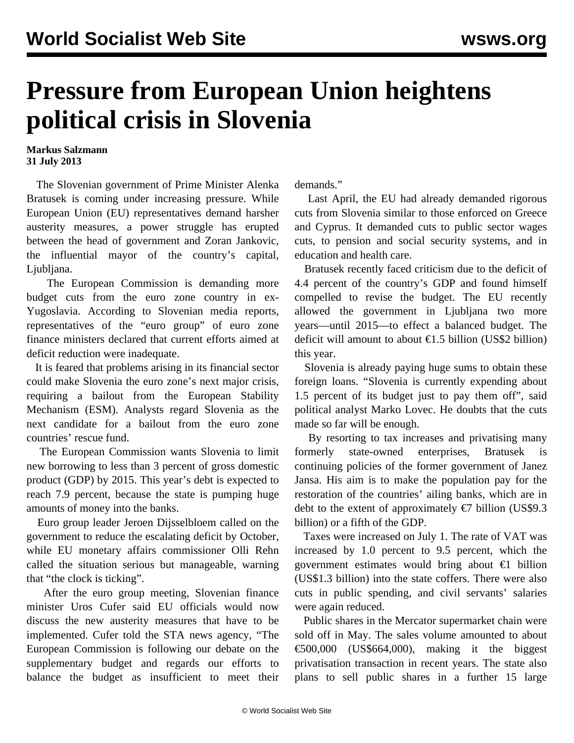# Pressure from European Union heightens political crisis in Slovenia

**Markus Salzmann**
**31 July 2013**

The Slovenian government of Prime Minister Alenka Bratusek is coming under increasing pressure. While European Union (EU) representatives demand harsher austerity measures, a power struggle has erupted between the head of government and Zoran Jankovic, the influential mayor of the country's capital, Ljubljana.

The European Commission is demanding more budget cuts from the euro zone country in ex-Yugoslavia. According to Slovenian media reports, representatives of the "euro group" of euro zone finance ministers declared that current efforts aimed at deficit reduction were inadequate.

It is feared that problems arising in its financial sector could make Slovenia the euro zone's next major crisis, requiring a bailout from the European Stability Mechanism (ESM). Analysts regard Slovenia as the next candidate for a bailout from the euro zone countries' rescue fund.

The European Commission wants Slovenia to limit new borrowing to less than 3 percent of gross domestic product (GDP) by 2015. This year's debt is expected to reach 7.9 percent, because the state is pumping huge amounts of money into the banks.

Euro group leader Jeroen Dijsselbloem called on the government to reduce the escalating deficit by October, while EU monetary affairs commissioner Olli Rehn called the situation serious but manageable, warning that "the clock is ticking".

After the euro group meeting, Slovenian finance minister Uros Cufer said EU officials would now discuss the new austerity measures that have to be implemented. Cufer told the STA news agency, "The European Commission is following our debate on the supplementary budget and regards our efforts to balance the budget as insufficient to meet their demands."

Last April, the EU had already demanded rigorous cuts from Slovenia similar to those enforced on Greece and Cyprus. It demanded cuts to public sector wages cuts, to pension and social security systems, and in education and health care.

Bratusek recently faced criticism due to the deficit of 4.4 percent of the country's GDP and found himself compelled to revise the budget. The EU recently allowed the government in Ljubljana two more years—until 2015—to effect a balanced budget. The deficit will amount to about €1.5 billion (US$2 billion) this year.

Slovenia is already paying huge sums to obtain these foreign loans. "Slovenia is currently expending about 1.5 percent of its budget just to pay them off", said political analyst Marko Lovec. He doubts that the cuts made so far will be enough.

By resorting to tax increases and privatising many formerly state-owned enterprises, Bratusek is continuing policies of the former government of Janez Jansa. His aim is to make the population pay for the restoration of the countries' ailing banks, which are in debt to the extent of approximately €7 billion (US$9.3 billion) or a fifth of the GDP.

Taxes were increased on July 1. The rate of VAT was increased by 1.0 percent to 9.5 percent, which the government estimates would bring about €1 billion (US$1.3 billion) into the state coffers. There were also cuts in public spending, and civil servants' salaries were again reduced.

Public shares in the Mercator supermarket chain were sold off in May. The sales volume amounted to about €500,000 (US$664,000), making it the biggest privatisation transaction in recent years. The state also plans to sell public shares in a further 15 large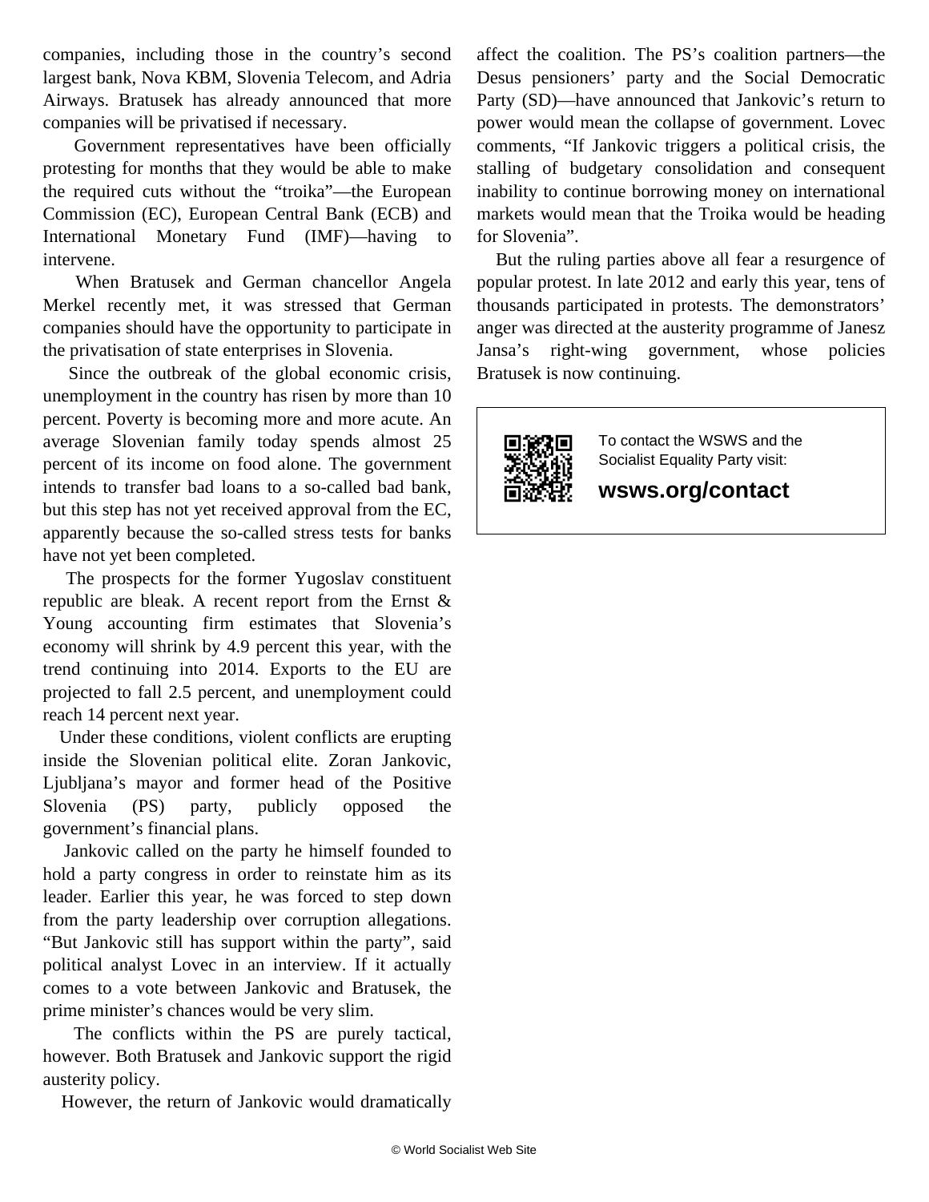companies, including those in the country's second largest bank, Nova KBM, Slovenia Telecom, and Adria Airways. Bratusek has already announced that more companies will be privatised if necessary.

Government representatives have been officially protesting for months that they would be able to make the required cuts without the "troika"—the European Commission (EC), European Central Bank (ECB) and International Monetary Fund (IMF)—having to intervene.

When Bratusek and German chancellor Angela Merkel recently met, it was stressed that German companies should have the opportunity to participate in the privatisation of state enterprises in Slovenia.

Since the outbreak of the global economic crisis, unemployment in the country has risen by more than 10 percent. Poverty is becoming more and more acute. An average Slovenian family today spends almost 25 percent of its income on food alone. The government intends to transfer bad loans to a so-called bad bank, but this step has not yet received approval from the EC, apparently because the so-called stress tests for banks have not yet been completed.

The prospects for the former Yugoslav constituent republic are bleak. A recent report from the Ernst & Young accounting firm estimates that Slovenia's economy will shrink by 4.9 percent this year, with the trend continuing into 2014. Exports to the EU are projected to fall 2.5 percent, and unemployment could reach 14 percent next year.

Under these conditions, violent conflicts are erupting inside the Slovenian political elite. Zoran Jankovic, Ljubljana's mayor and former head of the Positive Slovenia (PS) party, publicly opposed the government's financial plans.

Jankovic called on the party he himself founded to hold a party congress in order to reinstate him as its leader. Earlier this year, he was forced to step down from the party leadership over corruption allegations. "But Jankovic still has support within the party", said political analyst Lovec in an interview. If it actually comes to a vote between Jankovic and Bratusek, the prime minister's chances would be very slim.

The conflicts within the PS are purely tactical, however. Both Bratusek and Jankovic support the rigid austerity policy.

However, the return of Jankovic would dramatically affect the coalition. The PS's coalition partners—the Desus pensioners' party and the Social Democratic Party (SD)—have announced that Jankovic's return to power would mean the collapse of government. Lovec comments, "If Jankovic triggers a political crisis, the stalling of budgetary consolidation and consequent inability to continue borrowing money on international markets would mean that the Troika would be heading for Slovenia".

But the ruling parties above all fear a resurgence of popular protest. In late 2012 and early this year, tens of thousands participated in protests. The demonstrators' anger was directed at the austerity programme of Janesz Jansa's right-wing government, whose policies Bratusek is now continuing.

To contact the WSWS and the Socialist Equality Party visit:

**wsws.org/contact**